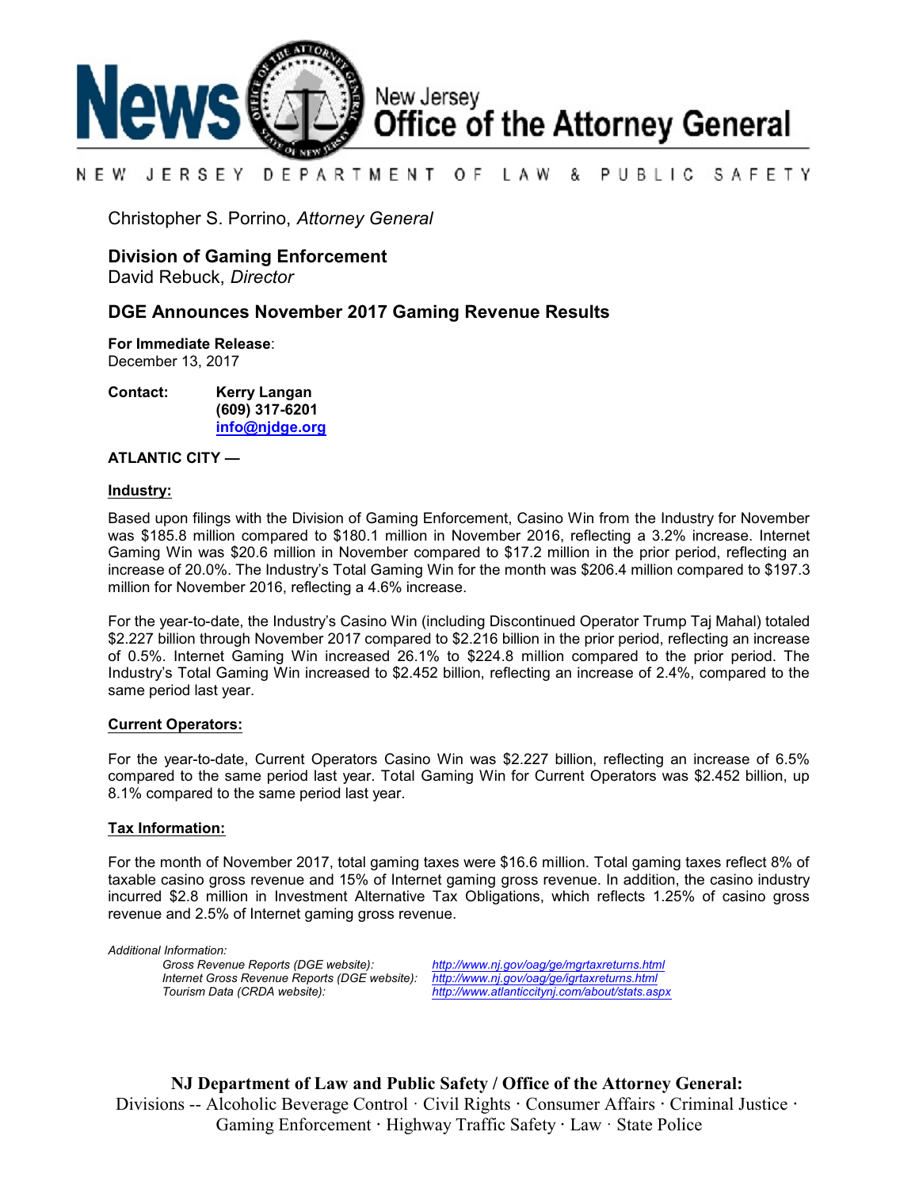News New Jersey Office of the Attorney General

NEW JERSEY DEPARTMENT OF LAW & PUBLIC SAFETY

Christopher S. Porrino, *Attorney General*

**Division of Gaming Enforcement**
David Rebuck, *Director*

## DGE Announces November 2017 Gaming Revenue Results

**For Immediate Release**:
December 13, 2017

**Contact:** **Kerry Langan**
**(609) 317-6201**
**info@njdge.org**

**ATLANTIC CITY —**

### Industry:

Based upon filings with the Division of Gaming Enforcement, Casino Win from the Industry for November was $185.8 million compared to $180.1 million in November 2016, reflecting a 3.2% increase. Internet Gaming Win was $20.6 million in November compared to $17.2 million in the prior period, reflecting an increase of 20.0%. The Industry's Total Gaming Win for the month was $206.4 million compared to $197.3 million for November 2016, reflecting a 4.6% increase.

For the year-to-date, the Industry's Casino Win (including Discontinued Operator Trump Taj Mahal) totaled $2.227 billion through November 2017 compared to $2.216 billion in the prior period, reflecting an increase of 0.5%. Internet Gaming Win increased 26.1% to $224.8 million compared to the prior period. The Industry's Total Gaming Win increased to $2.452 billion, reflecting an increase of 2.4%, compared to the same period last year.

### Current Operators:

For the year-to-date, Current Operators Casino Win was $2.227 billion, reflecting an increase of 6.5% compared to the same period last year. Total Gaming Win for Current Operators was $2.452 billion, up 8.1% compared to the same period last year.

### Tax Information:

For the month of November 2017, total gaming taxes were $16.6 million. Total gaming taxes reflect 8% of taxable casino gross revenue and 15% of Internet gaming gross revenue. In addition, the casino industry incurred $2.8 million in Investment Alternative Tax Obligations, which reflects 1.25% of casino gross revenue and 2.5% of Internet gaming gross revenue.

*Additional Information:*

*Gross Revenue Reports (DGE website):* *http://www.nj.gov/oag/ge/mgrtaxreturns.html*
*Internet Gross Revenue Reports (DGE website):* *http://www.nj.gov/oag/ge/igrtaxreturns.html*
*Tourism Data (CRDA website):* *http://www.atlanticcitynj.com/about/stats.aspx*

**NJ Department of Law and Public Safety / Office of the Attorney General:**
Divisions -- Alcoholic Beverage Control · Civil Rights · Consumer Affairs · Criminal Justice · Gaming Enforcement · Highway Traffic Safety · Law · State Police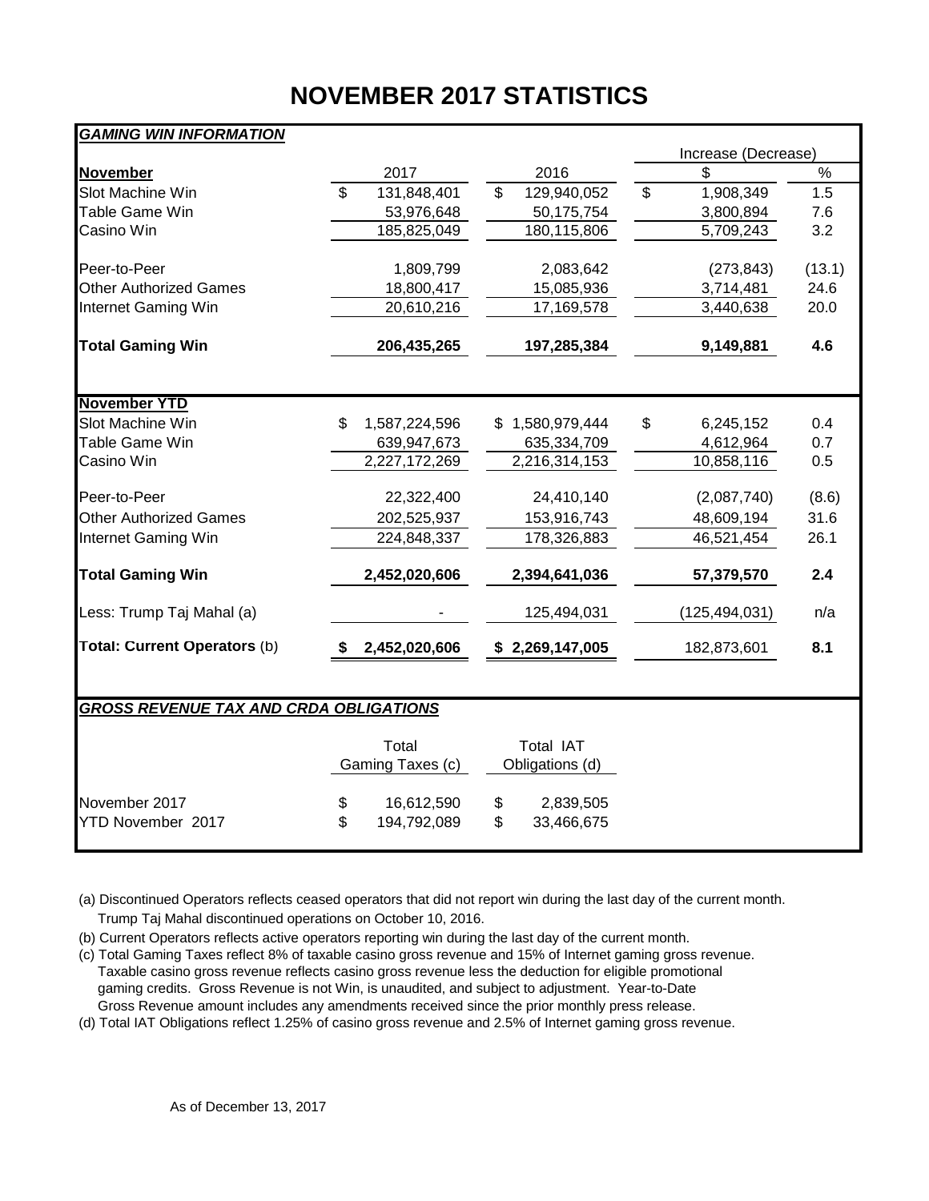# NOVEMBER 2017 STATISTICS

| ***GAMING WIN INFORMATION*** | | | Increase (Decrease) | |
|---|---|---|---|---|
| **November** | 2017 | 2016 | $ | % |
| Slot Machine Win | $ 131,848,401 | $ 129,940,052 | $ 1,908,349 | 1.5 |
| Table Game Win | 53,976,648 | 50,175,754 | 3,800,894 | 7.6 |
| Casino Win | 185,825,049 | 180,115,806 | 5,709,243 | 3.2 |
| Peer-to-Peer | 1,809,799 | 2,083,642 | (273,843) | (13.1) |
| Other Authorized Games | 18,800,417 | 15,085,936 | 3,714,481 | 24.6 |
| Internet Gaming Win | 20,610,216 | 17,169,578 | 3,440,638 | 20.0 |
| **Total Gaming Win** | **206,435,265** | **197,285,384** | **9,149,881** | **4.6** |
| **November YTD** | | | | |
| Slot Machine Win | $ 1,587,224,596 | $ 1,580,979,444 | $ 6,245,152 | 0.4 |
| Table Game Win | 639,947,673 | 635,334,709 | 4,612,964 | 0.7 |
| Casino Win | 2,227,172,269 | 2,216,314,153 | 10,858,116 | 0.5 |
| Peer-to-Peer | 22,322,400 | 24,410,140 | (2,087,740) | (8.6) |
| Other Authorized Games | 202,525,937 | 153,916,743 | 48,609,194 | 31.6 |
| Internet Gaming Win | 224,848,337 | 178,326,883 | 46,521,454 | 26.1 |
| **Total Gaming Win** | **2,452,020,606** | **2,394,641,036** | **57,379,570** | **2.4** |
| Less: Trump Taj Mahal (a) | - | 125,494,031 | (125,494,031) | n/a |
| **Total: Current Operators** (b) | **$ 2,452,020,606** | **$ 2,269,147,005** | 182,873,601 | **8.1** |

***GROSS REVENUE TAX AND CRDA OBLIGATIONS***

| | Total Gaming Taxes (c) | Total IAT Obligations (d) |
|---|---|---|
| November 2017 | $ 16,612,590 | $ 2,839,505 |
| YTD November 2017 | $ 194,792,089 | $ 33,466,675 |

(a) Discontinued Operators reflects ceased operators that did not report win during the last day of the current month. Trump Taj Mahal discontinued operations on October 10, 2016.

(b) Current Operators reflects active operators reporting win during the last day of the current month.

(c) Total Gaming Taxes reflect 8% of taxable casino gross revenue and 15% of Internet gaming gross revenue. Taxable casino gross revenue reflects casino gross revenue less the deduction for eligible promotional gaming credits. Gross Revenue is not Win, is unaudited, and subject to adjustment. Year-to-Date Gross Revenue amount includes any amendments received since the prior monthly press release.

(d) Total IAT Obligations reflect 1.25% of casino gross revenue and 2.5% of Internet gaming gross revenue.

As of December 13, 2017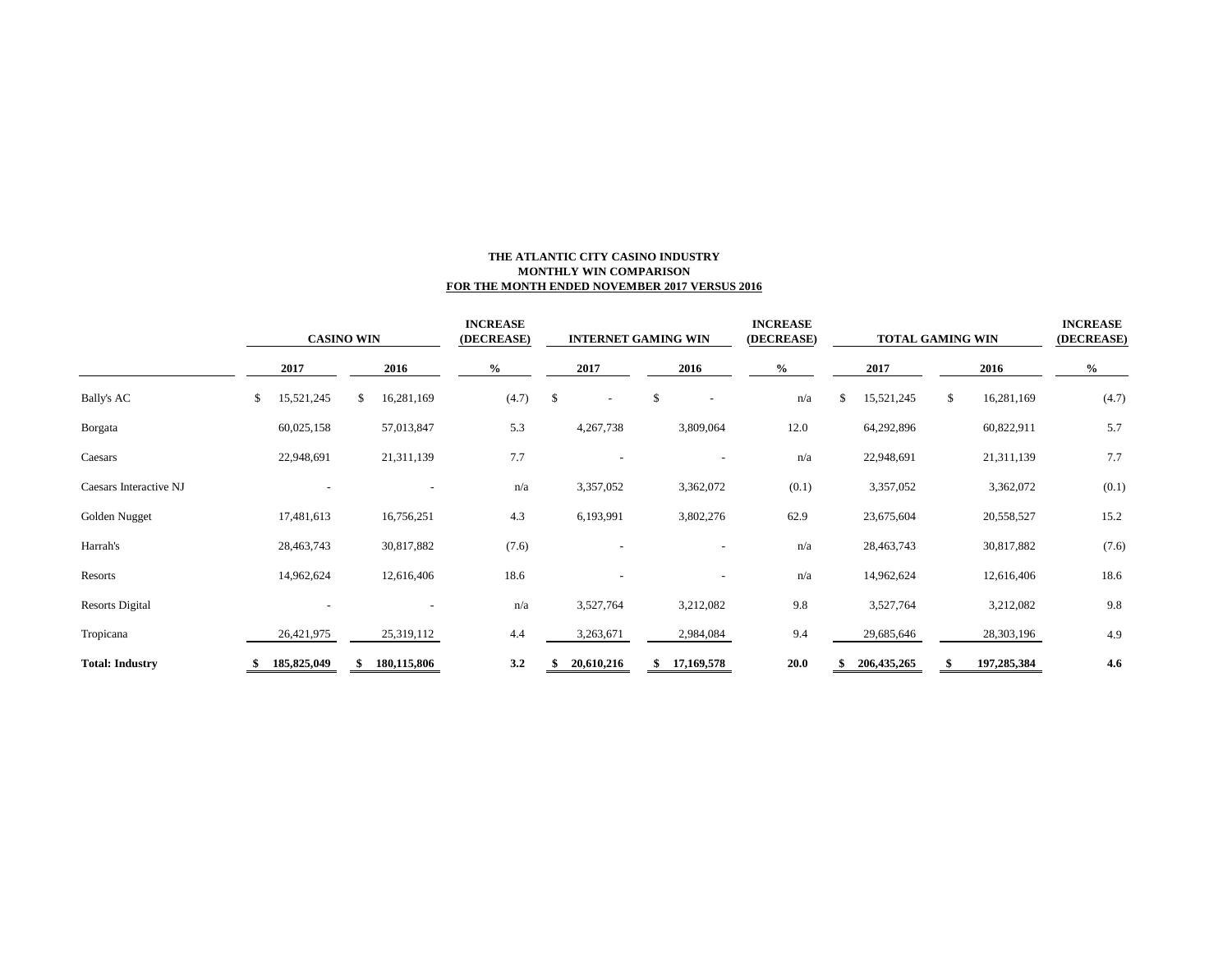**THE ATLANTIC CITY CASINO INDUSTRY**
**MONTHLY WIN COMPARISON**
**FOR THE MONTH ENDED NOVEMBER 2017 VERSUS 2016**

| | CASINO WIN | | INCREASE (DECREASE) | INTERNET GAMING WIN | | INCREASE (DECREASE) | TOTAL GAMING WIN | | INCREASE (DECREASE) |
|---|---|---|---|---|---|---|---|---|---|
| | 2017 | 2016 | % | 2017 | 2016 | % | 2017 | 2016 | % |
| Bally's AC | $ 15,521,245 | $ 16,281,169 | (4.7) | $ - | $ - | n/a | $ 15,521,245 | $ 16,281,169 | (4.7) |
| Borgata | 60,025,158 | 57,013,847 | 5.3 | 4,267,738 | 3,809,064 | 12.0 | 64,292,896 | 60,822,911 | 5.7 |
| Caesars | 22,948,691 | 21,311,139 | 7.7 | - | - | n/a | 22,948,691 | 21,311,139 | 7.7 |
| Caesars Interactive NJ | - | - | n/a | 3,357,052 | 3,362,072 | (0.1) | 3,357,052 | 3,362,072 | (0.1) |
| Golden Nugget | 17,481,613 | 16,756,251 | 4.3 | 6,193,991 | 3,802,276 | 62.9 | 23,675,604 | 20,558,527 | 15.2 |
| Harrah's | 28,463,743 | 30,817,882 | (7.6) | - | - | n/a | 28,463,743 | 30,817,882 | (7.6) |
| Resorts | 14,962,624 | 12,616,406 | 18.6 | - | - | n/a | 14,962,624 | 12,616,406 | 18.6 |
| Resorts Digital | - | - | n/a | 3,527,764 | 3,212,082 | 9.8 | 3,527,764 | 3,212,082 | 9.8 |
| Tropicana | 26,421,975 | 25,319,112 | 4.4 | 3,263,671 | 2,984,084 | 9.4 | 29,685,646 | 28,303,196 | 4.9 |
| **Total: Industry** | **$ 185,825,049** | **$ 180,115,806** | **3.2** | **$ 20,610,216** | **$ 17,169,578** | **20.0** | **$ 206,435,265** | **$ 197,285,384** | **4.6** |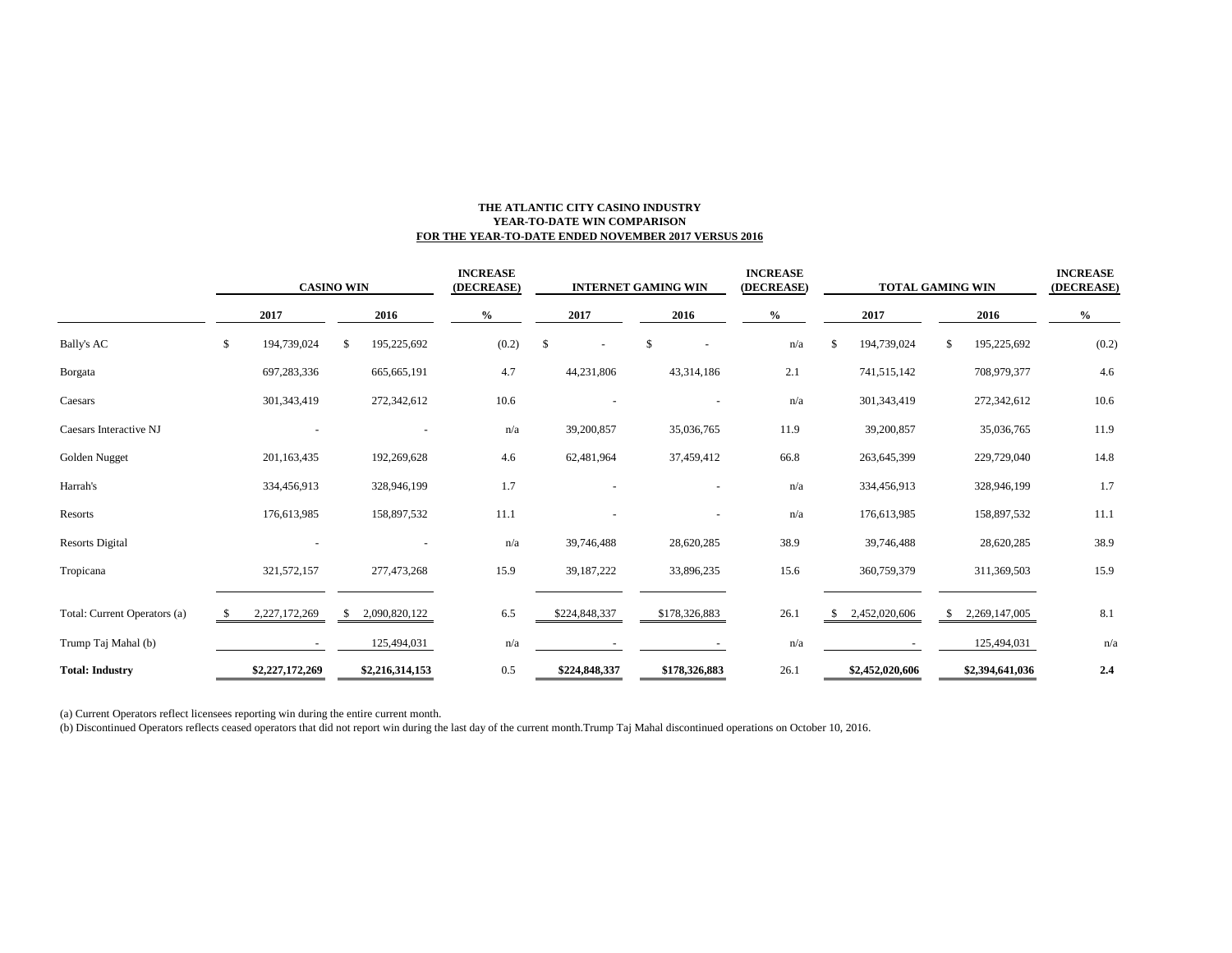**THE ATLANTIC CITY CASINO INDUSTRY**
**YEAR-TO-DATE WIN COMPARISON**
**FOR THE YEAR-TO-DATE ENDED NOVEMBER 2017 VERSUS 2016**

| | CASINO WIN | | INCREASE (DECREASE) | INTERNET GAMING WIN | | INCREASE (DECREASE) | TOTAL GAMING WIN | | INCREASE (DECREASE) |
|---|---|---|---|---|---|---|---|---|---|
| | 2017 | 2016 | % | 2017 | 2016 | % | 2017 | 2016 | % |
| Bally's AC | $ 194,739,024 | $ 195,225,692 | (0.2) | $ - | $ - | n/a | $ 194,739,024 | $ 195,225,692 | (0.2) |
| Borgata | 697,283,336 | 665,665,191 | 4.7 | 44,231,806 | 43,314,186 | 2.1 | 741,515,142 | 708,979,377 | 4.6 |
| Caesars | 301,343,419 | 272,342,612 | 10.6 | - | - | n/a | 301,343,419 | 272,342,612 | 10.6 |
| Caesars Interactive NJ | - | - | n/a | 39,200,857 | 35,036,765 | 11.9 | 39,200,857 | 35,036,765 | 11.9 |
| Golden Nugget | 201,163,435 | 192,269,628 | 4.6 | 62,481,964 | 37,459,412 | 66.8 | 263,645,399 | 229,729,040 | 14.8 |
| Harrah's | 334,456,913 | 328,946,199 | 1.7 | - | - | n/a | 334,456,913 | 328,946,199 | 1.7 |
| Resorts | 176,613,985 | 158,897,532 | 11.1 | - | - | n/a | 176,613,985 | 158,897,532 | 11.1 |
| Resorts Digital | - | - | n/a | 39,746,488 | 28,620,285 | 38.9 | 39,746,488 | 28,620,285 | 38.9 |
| Tropicana | 321,572,157 | 277,473,268 | 15.9 | 39,187,222 | 33,896,235 | 15.6 | 360,759,379 | 311,369,503 | 15.9 |
| Total: Current Operators (a) | $ 2,227,172,269 | $ 2,090,820,122 | 6.5 | $224,848,337 | $178,326,883 | 26.1 | $ 2,452,020,606 | $ 2,269,147,005 | 8.1 |
| Trump Taj Mahal (b) | - | 125,494,031 | n/a | - | - | n/a | - | 125,494,031 | n/a |
| **Total: Industry** | **$2,227,172,269** | **$2,216,314,153** | 0.5 | **$224,848,337** | **$178,326,883** | 26.1 | **$2,452,020,606** | **$2,394,641,036** | **2.4** |

(a) Current Operators reflect licensees reporting win during the entire current month.
(b) Discontinued Operators reflects ceased operators that did not report win during the last day of the current month.Trump Taj Mahal discontinued operations on October 10, 2016.